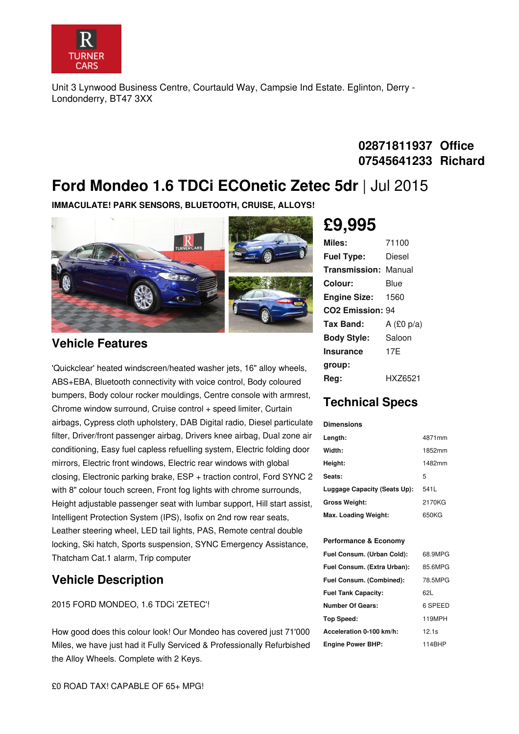Unit 3 Lynwood Business Centre, Courtauld Way, Campsie Ind Estate. Eglinton, Derry - Londonderry, BT47 3XX

**02871811937 Office**
**07545641233 Richard**

# Ford Mondeo 1.6 TDCi ECOnetic Zetec 5dr | Jul 2015

**IMMACULATE! PARK SENSORS, BLUETOOTH, CRUISE, ALLOYS!**

## £9,995

| | |
|---|---|
| **Miles:** | 71100 |
| **Fuel Type:** | Diesel |
| **Transmission:** | Manual |
| **Colour:** | Blue |
| **Engine Size:** | 1560 |
| **CO2 Emission:** | 94 |
| **Tax Band:** | A (£0 p/a) |
| **Body Style:** | Saloon |
| **Insurance group:** | 17E |
| **Reg:** | HXZ6521 |

## Vehicle Features

'Quickclear' heated windscreen/heated washer jets, 16" alloy wheels, ABS+EBA, Bluetooth connectivity with voice control, Body coloured bumpers, Body colour rocker mouldings, Centre console with armrest, Chrome window surround, Cruise control + speed limiter, Curtain airbags, Cypress cloth upholstery, DAB Digital radio, Diesel particulate filter, Driver/front passenger airbag, Drivers knee airbag, Dual zone air conditioning, Easy fuel capless refuelling system, Electric folding door mirrors, Electric front windows, Electric rear windows with global closing, Electronic parking brake, ESP + traction control, Ford SYNC 2 with 8" colour touch screen, Front fog lights with chrome surrounds, Height adjustable passenger seat with lumbar support, Hill start assist, Intelligent Protection System (IPS), Isofix on 2nd row rear seats, Leather steering wheel, LED tail lights, PAS, Remote central double locking, Ski hatch, Sports suspension, SYNC Emergency Assistance, Thatcham Cat.1 alarm, Trip computer

## Vehicle Description

2015 FORD MONDEO, 1.6 TDCi 'ZETEC'!

How good does this colour look! Our Mondeo has covered just 71'000 Miles, we have just had it Fully Serviced & Professionally Refurbished the Alloy Wheels. Complete with 2 Keys.

£0 ROAD TAX! CAPABLE OF 65+ MPG!

## Technical Specs

**Dimensions**

| | |
|---|---|
| **Length:** | 4871mm |
| **Width:** | 1852mm |
| **Height:** | 1482mm |
| **Seats:** | 5 |
| **Luggage Capacity (Seats Up):** | 541L |
| **Gross Weight:** | 2170KG |
| **Max. Loading Weight:** | 650KG |

**Performance & Economy**

| | |
|---|---|
| **Fuel Consum. (Urban Cold):** | 68.9MPG |
| **Fuel Consum. (Extra Urban):** | 85.6MPG |
| **Fuel Consum. (Combined):** | 78.5MPG |
| **Fuel Tank Capacity:** | 62L |
| **Number Of Gears:** | 6 SPEED |
| **Top Speed:** | 119MPH |
| **Acceleration 0-100 km/h:** | 12.1s |
| **Engine Power BHP:** | 114BHP |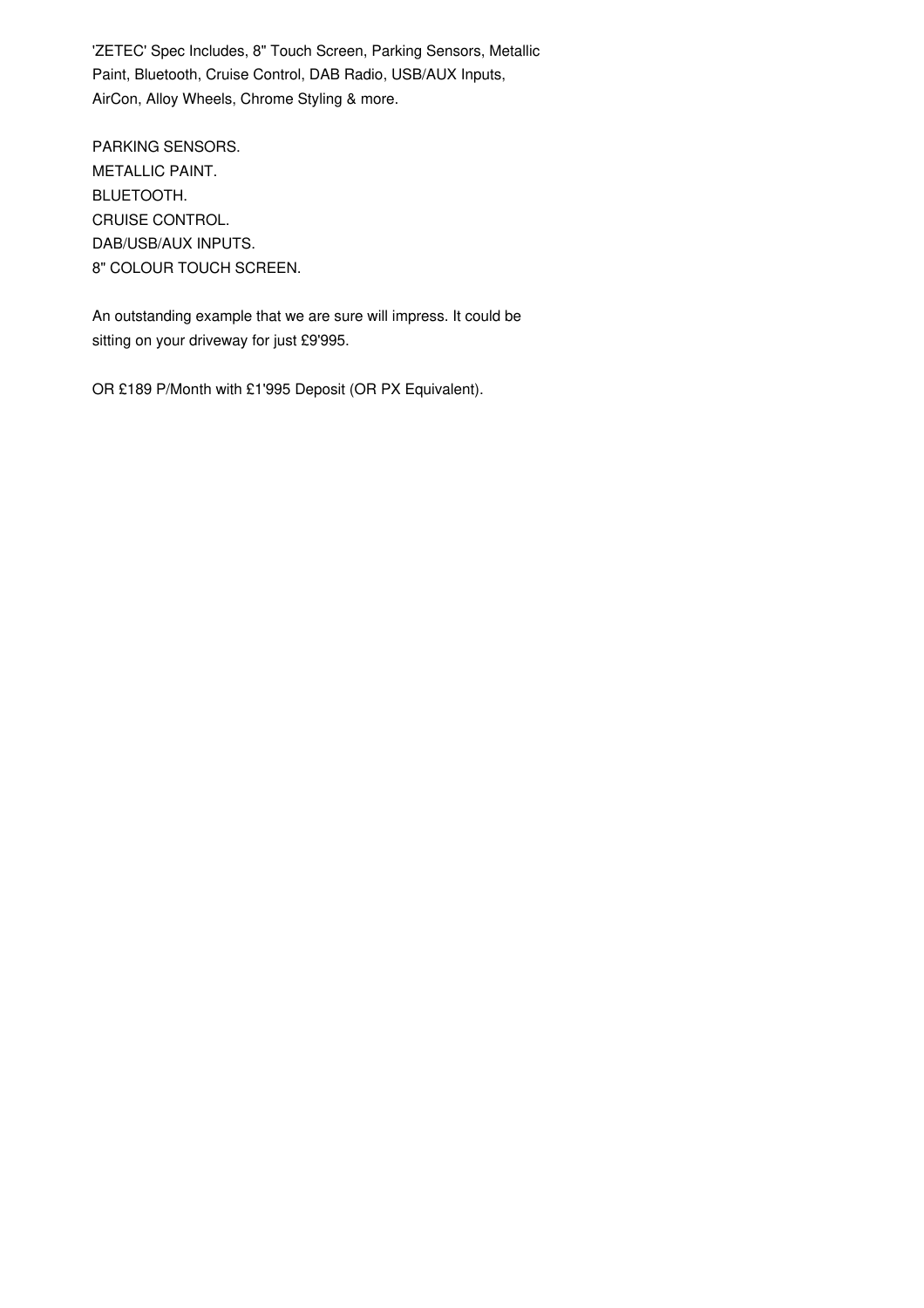'ZETEC' Spec Includes, 8" Touch Screen, Parking Sensors, Metallic Paint, Bluetooth, Cruise Control, DAB Radio, USB/AUX Inputs, AirCon, Alloy Wheels, Chrome Styling & more.

PARKING SENSORS.
METALLIC PAINT.
BLUETOOTH.
CRUISE CONTROL.
DAB/USB/AUX INPUTS.
8" COLOUR TOUCH SCREEN.

An outstanding example that we are sure will impress. It could be sitting on your driveway for just £9'995.

OR £189 P/Month with £1'995 Deposit (OR PX Equivalent).